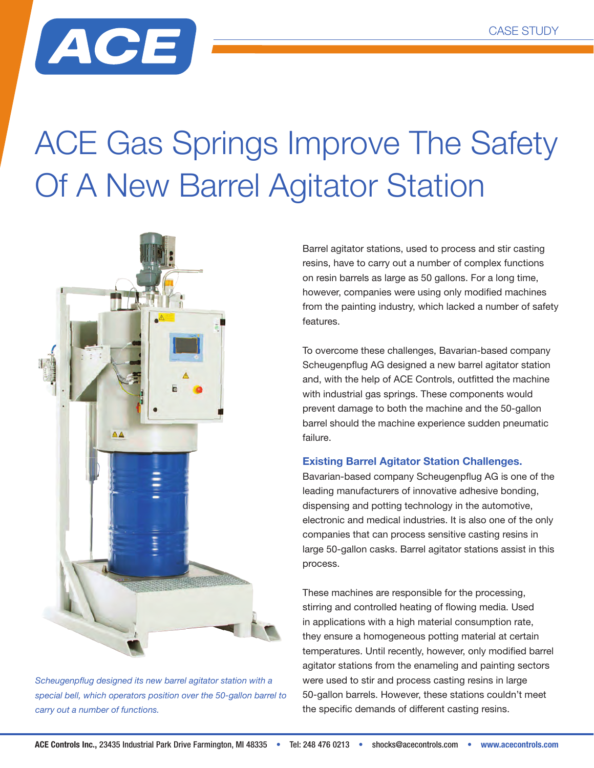CASE STUDY

# ACE Gas Springs Improve The Safety Of A New Barrel Agitator Station

*Scheugenpflug designed its new barrel agitator station with a special bell, which operators position over the 50-gallon barrel to carry out a number of functions.*

Barrel agitator stations, used to process and stir casting resins, have to carry out a number of complex functions on resin barrels as large as 50 gallons. For a long time, however, companies were using only modified machines from the painting industry, which lacked a number of safety features.

To overcome these challenges, Bavarian-based company Scheugenpflug AG designed a new barrel agitator station and, with the help of ACE Controls, outfitted the machine with industrial gas springs. These components would prevent damage to both the machine and the 50-gallon barrel should the machine experience sudden pneumatic failure.

## Existing Barrel Agitator Station Challenges.

Bavarian-based company Scheugenpflug AG is one of the leading manufacturers of innovative adhesive bonding, dispensing and potting technology in the automotive, electronic and medical industries. It is also one of the only companies that can process sensitive casting resins in large 50-gallon casks. Barrel agitator stations assist in this process.

These machines are responsible for the processing, stirring and controlled heating of flowing media. Used in applications with a high material consumption rate, they ensure a homogeneous potting material at certain temperatures. Until recently, however, only modified barrel agitator stations from the enameling and painting sectors were used to stir and process casting resins in large 50-gallon barrels. However, these stations couldn't meet the specific demands of different casting resins.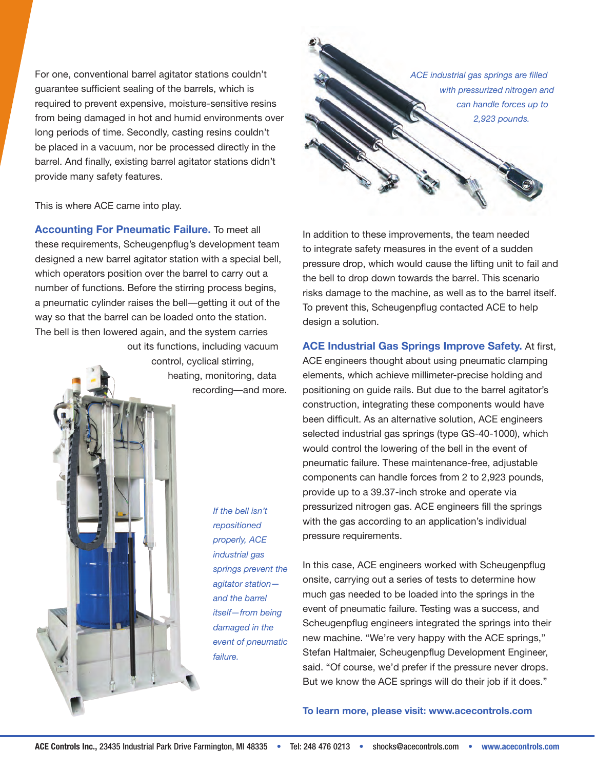For one, conventional barrel agitator stations couldn't guarantee sufficient sealing of the barrels, which is required to prevent expensive, moisture-sensitive resins from being damaged in hot and humid environments over long periods of time. Secondly, casting resins couldn't be placed in a vacuum, nor be processed directly in the barrel. And finally, existing barrel agitator stations didn't provide many safety features.

This is where ACE came into play.

**Accounting For Pneumatic Failure.** To meet all these requirements, Scheugenpflug's development team designed a new barrel agitator station with a special bell, which operators position over the barrel to carry out a number of functions. Before the stirring process begins, a pneumatic cylinder raises the bell—getting it out of the way so that the barrel can be loaded onto the station. The bell is then lowered again, and the system carries out its functions, including vacuum control, cyclical stirring, heating, monitoring, data recording—and more.

*If the bell isn't repositioned properly, ACE industrial gas springs prevent the agitator station—and the barrel itself—from being damaged in the event of pneumatic failure.*

*ACE industrial gas springs are filled with pressurized nitrogen and can handle forces up to 2,923 pounds.*

In addition to these improvements, the team needed to integrate safety measures in the event of a sudden pressure drop, which would cause the lifting unit to fail and the bell to drop down towards the barrel. This scenario risks damage to the machine, as well as to the barrel itself. To prevent this, Scheugenpflug contacted ACE to help design a solution.

**ACE Industrial Gas Springs Improve Safety.** At first, ACE engineers thought about using pneumatic clamping elements, which achieve millimeter-precise holding and positioning on guide rails. But due to the barrel agitator's construction, integrating these components would have been difficult. As an alternative solution, ACE engineers selected industrial gas springs (type GS-40-1000), which would control the lowering of the bell in the event of pneumatic failure. These maintenance-free, adjustable components can handle forces from 2 to 2,923 pounds, provide up to a 39.37-inch stroke and operate via pressurized nitrogen gas. ACE engineers fill the springs with the gas according to an application's individual pressure requirements.

In this case, ACE engineers worked with Scheugenpflug onsite, carrying out a series of tests to determine how much gas needed to be loaded into the springs in the event of pneumatic failure. Testing was a success, and Scheugenpflug engineers integrated the springs into their new machine. "We're very happy with the ACE springs," Stefan Haltmaier, Scheugenpflug Development Engineer, said. "Of course, we'd prefer if the pressure never drops. But we know the ACE springs will do their job if it does."

**To learn more, please visit: www.acecontrols.com**

**ACE Controls Inc.,** 23435 Industrial Park Drive Farmington, MI 48335 • Tel: 248 476 0213 • shocks@acecontrols.com • www.acecontrols.com